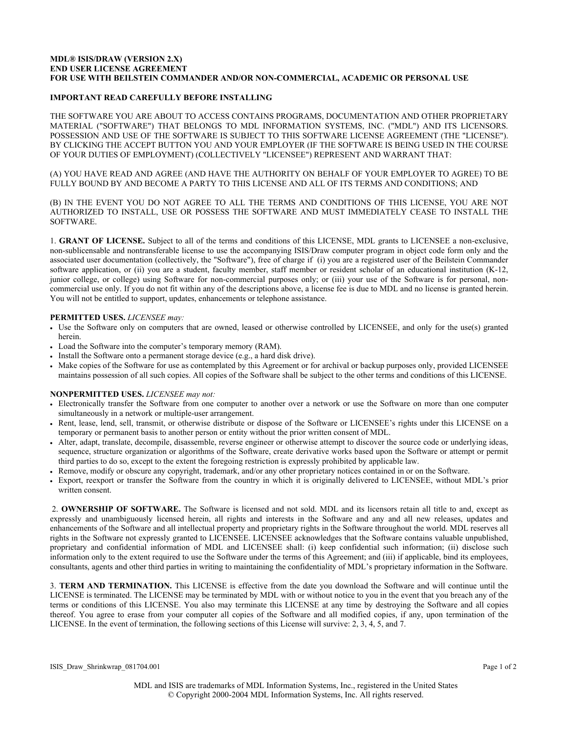**MDL® ISIS/DRAW (VERSION 2.X)**
**END USER LICENSE AGREEMENT**
**FOR USE WITH BEILSTEIN COMMANDER AND/OR NON-COMMERCIAL, ACADEMIC OR PERSONAL USE**

**IMPORTANT READ CAREFULLY BEFORE INSTALLING**

THE SOFTWARE YOU ARE ABOUT TO ACCESS CONTAINS PROGRAMS, DOCUMENTATION AND OTHER PROPRIETARY MATERIAL ("SOFTWARE") THAT BELONGS TO MDL INFORMATION SYSTEMS, INC. ("MDL") AND ITS LICENSORS. POSSESSION AND USE OF THE SOFTWARE IS SUBJECT TO THIS SOFTWARE LICENSE AGREEMENT (THE "LICENSE"). BY CLICKING THE ACCEPT BUTTON YOU AND YOUR EMPLOYER (IF THE SOFTWARE IS BEING USED IN THE COURSE OF YOUR DUTIES OF EMPLOYMENT) (COLLECTIVELY "LICENSEE") REPRESENT AND WARRANT THAT:

(A) YOU HAVE READ AND AGREE (AND HAVE THE AUTHORITY ON BEHALF OF YOUR EMPLOYER TO AGREE) TO BE FULLY BOUND BY AND BECOME A PARTY TO THIS LICENSE AND ALL OF ITS TERMS AND CONDITIONS; AND

(B) IN THE EVENT YOU DO NOT AGREE TO ALL THE TERMS AND CONDITIONS OF THIS LICENSE, YOU ARE NOT AUTHORIZED TO INSTALL, USE OR POSSESS THE SOFTWARE AND MUST IMMEDIATELY CEASE TO INSTALL THE SOFTWARE.

1. **GRANT OF LICENSE.** Subject to all of the terms and conditions of this LICENSE, MDL grants to LICENSEE a non-exclusive, non-sublicensable and nontransferable license to use the accompanying ISIS/Draw computer program in object code form only and the associated user documentation (collectively, the "Software"), free of charge if (i) you are a registered user of the Beilstein Commander software application, or (ii) you are a student, faculty member, staff member or resident scholar of an educational institution (K-12, junior college, or college) using Software for non-commercial purposes only; or (iii) your use of the Software is for personal, non-commercial use only. If you do not fit within any of the descriptions above, a license fee is due to MDL and no license is granted herein. You will not be entitled to support, updates, enhancements or telephone assistance.

**PERMITTED USES.** *LICENSEE may:*

- Use the Software only on computers that are owned, leased or otherwise controlled by LICENSEE, and only for the use(s) granted herein.
- Load the Software into the computer's temporary memory (RAM).
- Install the Software onto a permanent storage device (e.g., a hard disk drive).
- Make copies of the Software for use as contemplated by this Agreement or for archival or backup purposes only, provided LICENSEE maintains possession of all such copies. All copies of the Software shall be subject to the other terms and conditions of this LICENSE.

**NONPERMITTED USES.** *LICENSEE may not:*

- Electronically transfer the Software from one computer to another over a network or use the Software on more than one computer simultaneously in a network or multiple-user arrangement.
- Rent, lease, lend, sell, transmit, or otherwise distribute or dispose of the Software or LICENSEE's rights under this LICENSE on a temporary or permanent basis to another person or entity without the prior written consent of MDL.
- Alter, adapt, translate, decompile, disassemble, reverse engineer or otherwise attempt to discover the source code or underlying ideas, sequence, structure organization or algorithms of the Software, create derivative works based upon the Software or attempt or permit third parties to do so, except to the extent the foregoing restriction is expressly prohibited by applicable law.
- Remove, modify or obscure any copyright, trademark, and/or any other proprietary notices contained in or on the Software.
- Export, reexport or transfer the Software from the country in which it is originally delivered to LICENSEE, without MDL's prior written consent.

2. **OWNERSHIP OF SOFTWARE.** The Software is licensed and not sold. MDL and its licensors retain all title to and, except as expressly and unambiguously licensed herein, all rights and interests in the Software and any and all new releases, updates and enhancements of the Software and all intellectual property and proprietary rights in the Software throughout the world. MDL reserves all rights in the Software not expressly granted to LICENSEE. LICENSEE acknowledges that the Software contains valuable unpublished, proprietary and confidential information of MDL and LICENSEE shall: (i) keep confidential such information; (ii) disclose such information only to the extent required to use the Software under the terms of this Agreement; and (iii) if applicable, bind its employees, consultants, agents and other third parties in writing to maintaining the confidentiality of MDL's proprietary information in the Software.

3. **TERM AND TERMINATION.** This LICENSE is effective from the date you download the Software and will continue until the LICENSE is terminated. The LICENSE may be terminated by MDL with or without notice to you in the event that you breach any of the terms or conditions of this LICENSE. You also may terminate this LICENSE at any time by destroying the Software and all copies thereof. You agree to erase from your computer all copies of the Software and all modified copies, if any, upon termination of the LICENSE. In the event of termination, the following sections of this License will survive: 2, 3, 4, 5, and 7.

ISIS_Draw_Shrinkwrap_081704.001

MDL and ISIS are trademarks of MDL Information Systems, Inc., registered in the United States
© Copyright 2000-2004 MDL Information Systems, Inc. All rights reserved.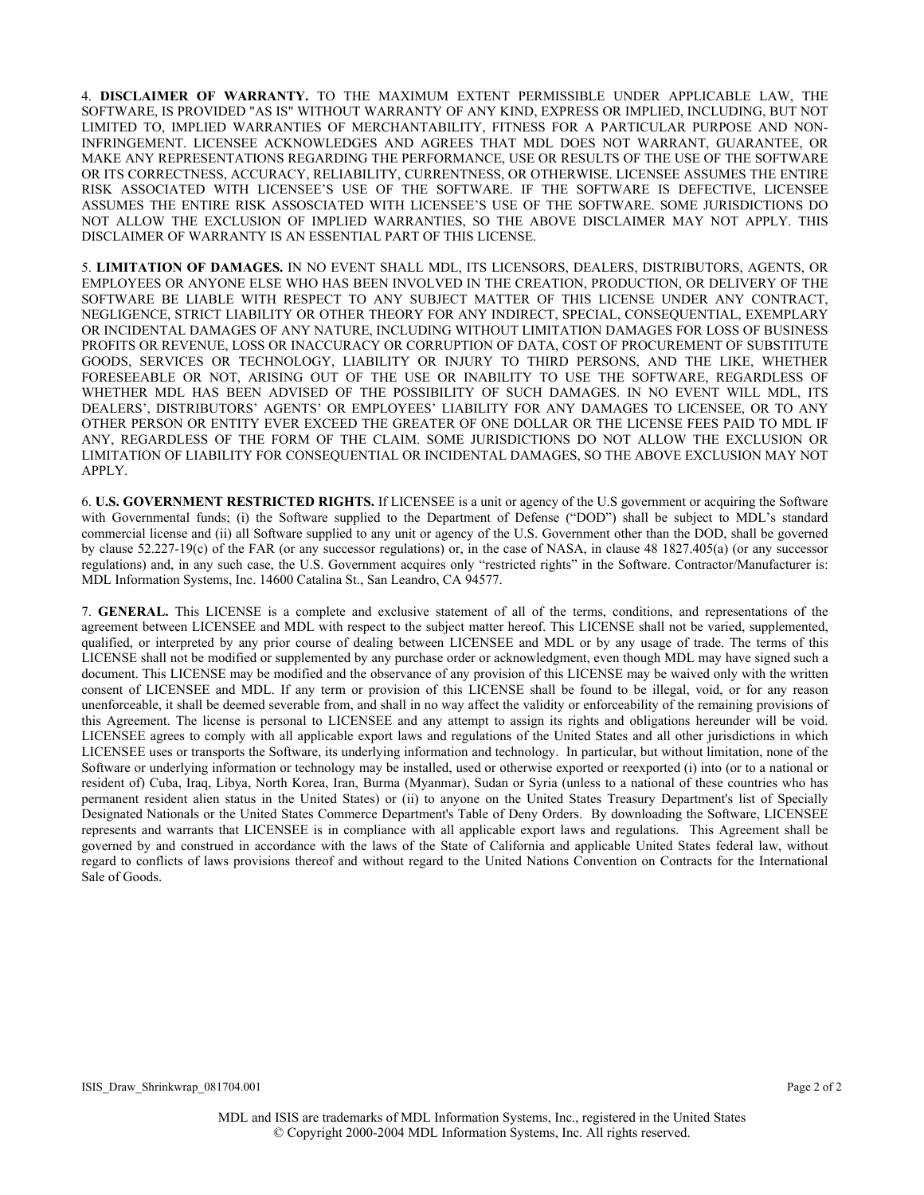4. **DISCLAIMER OF WARRANTY.** TO THE MAXIMUM EXTENT PERMISSIBLE UNDER APPLICABLE LAW, THE SOFTWARE, IS PROVIDED "AS IS" WITHOUT WARRANTY OF ANY KIND, EXPRESS OR IMPLIED, INCLUDING, BUT NOT LIMITED TO, IMPLIED WARRANTIES OF MERCHANTABILITY, FITNESS FOR A PARTICULAR PURPOSE AND NON-INFRINGEMENT. LICENSEE ACKNOWLEDGES AND AGREES THAT MDL DOES NOT WARRANT, GUARANTEE, OR MAKE ANY REPRESENTATIONS REGARDING THE PERFORMANCE, USE OR RESULTS OF THE USE OF THE SOFTWARE OR ITS CORRECTNESS, ACCURACY, RELIABILITY, CURRENTNESS, OR OTHERWISE. LICENSEE ASSUMES THE ENTIRE RISK ASSOCIATED WITH LICENSEE'S USE OF THE SOFTWARE. IF THE SOFTWARE IS DEFECTIVE, LICENSEE ASSUMES THE ENTIRE RISK ASSOSCIATED WITH LICENSEE'S USE OF THE SOFTWARE. SOME JURISDICTIONS DO NOT ALLOW THE EXCLUSION OF IMPLIED WARRANTIES, SO THE ABOVE DISCLAIMER MAY NOT APPLY. THIS DISCLAIMER OF WARRANTY IS AN ESSENTIAL PART OF THIS LICENSE.

5. **LIMITATION OF DAMAGES.** IN NO EVENT SHALL MDL, ITS LICENSORS, DEALERS, DISTRIBUTORS, AGENTS, OR EMPLOYEES OR ANYONE ELSE WHO HAS BEEN INVOLVED IN THE CREATION, PRODUCTION, OR DELIVERY OF THE SOFTWARE BE LIABLE WITH RESPECT TO ANY SUBJECT MATTER OF THIS LICENSE UNDER ANY CONTRACT, NEGLIGENCE, STRICT LIABILITY OR OTHER THEORY FOR ANY INDIRECT, SPECIAL, CONSEQUENTIAL, EXEMPLARY OR INCIDENTAL DAMAGES OF ANY NATURE, INCLUDING WITHOUT LIMITATION DAMAGES FOR LOSS OF BUSINESS PROFITS OR REVENUE, LOSS OR INACCURACY OR CORRUPTION OF DATA, COST OF PROCUREMENT OF SUBSTITUTE GOODS, SERVICES OR TECHNOLOGY, LIABILITY OR INJURY TO THIRD PERSONS, AND THE LIKE, WHETHER FORESEEABLE OR NOT, ARISING OUT OF THE USE OR INABILITY TO USE THE SOFTWARE, REGARDLESS OF WHETHER MDL HAS BEEN ADVISED OF THE POSSIBILITY OF SUCH DAMAGES. IN NO EVENT WILL MDL, ITS DEALERS', DISTRIBUTORS' AGENTS' OR EMPLOYEES' LIABILITY FOR ANY DAMAGES TO LICENSEE, OR TO ANY OTHER PERSON OR ENTITY EVER EXCEED THE GREATER OF ONE DOLLAR OR THE LICENSE FEES PAID TO MDL IF ANY, REGARDLESS OF THE FORM OF THE CLAIM. SOME JURISDICTIONS DO NOT ALLOW THE EXCLUSION OR LIMITATION OF LIABILITY FOR CONSEQUENTIAL OR INCIDENTAL DAMAGES, SO THE ABOVE EXCLUSION MAY NOT APPLY.

6. **U.S. GOVERNMENT RESTRICTED RIGHTS.** If LICENSEE is a unit or agency of the U.S government or acquiring the Software with Governmental funds; (i) the Software supplied to the Department of Defense ("DOD") shall be subject to MDL's standard commercial license and (ii) all Software supplied to any unit or agency of the U.S. Government other than the DOD, shall be governed by clause 52.227-19(c) of the FAR (or any successor regulations) or, in the case of NASA, in clause 48 1827.405(a) (or any successor regulations) and, in any such case, the U.S. Government acquires only "restricted rights" in the Software. Contractor/Manufacturer is: MDL Information Systems, Inc. 14600 Catalina St., San Leandro, CA 94577.

7. **GENERAL.** This LICENSE is a complete and exclusive statement of all of the terms, conditions, and representations of the agreement between LICENSEE and MDL with respect to the subject matter hereof. This LICENSE shall not be varied, supplemented, qualified, or interpreted by any prior course of dealing between LICENSEE and MDL or by any usage of trade. The terms of this LICENSE shall not be modified or supplemented by any purchase order or acknowledgment, even though MDL may have signed such a document. This LICENSE may be modified and the observance of any provision of this LICENSE may be waived only with the written consent of LICENSEE and MDL. If any term or provision of this LICENSE shall be found to be illegal, void, or for any reason unenforceable, it shall be deemed severable from, and shall in no way affect the validity or enforceability of the remaining provisions of this Agreement. The license is personal to LICENSEE and any attempt to assign its rights and obligations hereunder will be void. LICENSEE agrees to comply with all applicable export laws and regulations of the United States and all other jurisdictions in which LICENSEE uses or transports the Software, its underlying information and technology. In particular, but without limitation, none of the Software or underlying information or technology may be installed, used or otherwise exported or reexported (i) into (or to a national or resident of) Cuba, Iraq, Libya, North Korea, Iran, Burma (Myanmar), Sudan or Syria (unless to a national of these countries who has permanent resident alien status in the United States) or (ii) to anyone on the United States Treasury Department's list of Specially Designated Nationals or the United States Commerce Department's Table of Deny Orders. By downloading the Software, LICENSEE represents and warrants that LICENSEE is in compliance with all applicable export laws and regulations. This Agreement shall be governed by and construed in accordance with the laws of the State of California and applicable United States federal law, without regard to conflicts of laws provisions thereof and without regard to the United Nations Convention on Contracts for the International Sale of Goods.

ISIS_Draw_Shrinkwrap_081704.001

MDL and ISIS are trademarks of MDL Information Systems, Inc., registered in the United States
© Copyright 2000-2004 MDL Information Systems, Inc. All rights reserved.